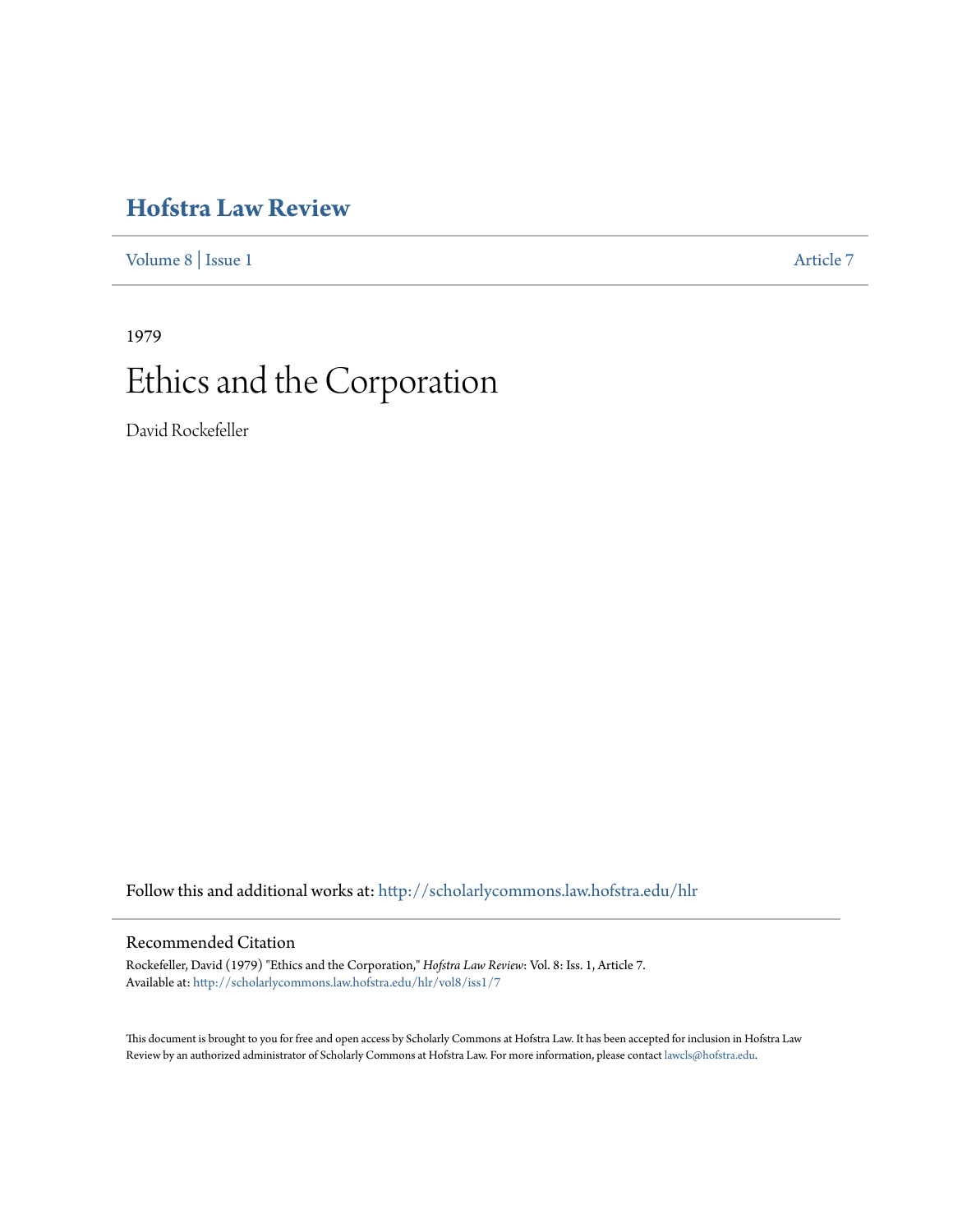# Hofstra Law Review

Volume 8 | Issue 1 Article 7

1979

# Ethics and the Corporation

David Rockefeller

Follow this and additional works at: http://scholarlycommons.law.hofstra.edu/hlr

## Recommended Citation

Rockefeller, David (1979) "Ethics and the Corporation," *Hofstra Law Review*: Vol. 8: Iss. 1, Article 7.
Available at: http://scholarlycommons.law.hofstra.edu/hlr/vol8/iss1/7

This document is brought to you for free and open access by Scholarly Commons at Hofstra Law. It has been accepted for inclusion in Hofstra Law Review by an authorized administrator of Scholarly Commons at Hofstra Law. For more information, please contact lawcls@hofstra.edu.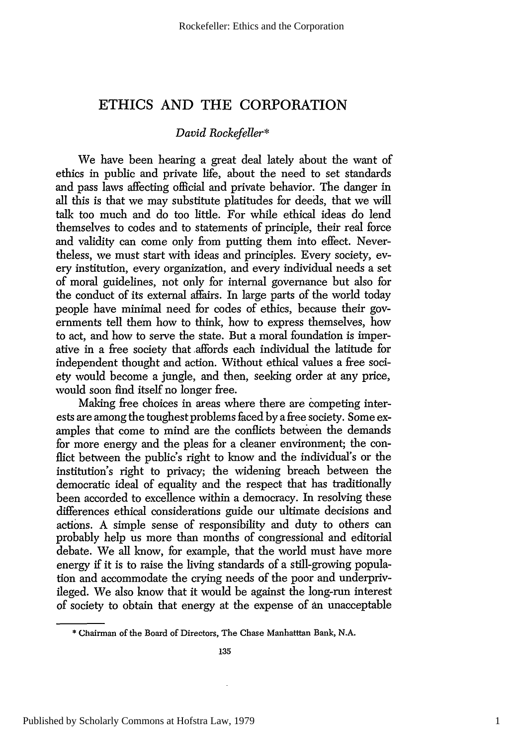# ETHICS AND THE CORPORATION

*David Rockefeller*\*

We have been hearing a great deal lately about the want of ethics in public and private life, about the need to set standards and pass laws affecting official and private behavior. The danger in all this is that we may substitute platitudes for deeds, that we will talk too much and do too little. For while ethical ideas do lend themselves to codes and to statements of principle, their real force and validity can come only from putting them into effect. Nevertheless, we must start with ideas and principles. Every society, every institution, every organization, and every individual needs a set of moral guidelines, not only for internal governance but also for the conduct of its external affairs. In large parts of the world today people have minimal need for codes of ethics, because their governments tell them how to think, how to express themselves, how to act, and how to serve the state. But a moral foundation is imperative in a free society that affords each individual the latitude for independent thought and action. Without ethical values a free society would become a jungle, and then, seeking order at any price, would soon find itself no longer free.

Making free choices in areas where there are competing interests are among the toughest problems faced by a free society. Some examples that come to mind are the conflicts between the demands for more energy and the pleas for a cleaner environment; the conflict between the public's right to know and the individual's or the institution's right to privacy; the widening breach between the democratic ideal of equality and the respect that has traditionally been accorded to excellence within a democracy. In resolving these differences ethical considerations guide our ultimate decisions and actions. A simple sense of responsibility and duty to others can probably help us more than months of congressional and editorial debate. We all know, for example, that the world must have more energy if it is to raise the living standards of a still-growing population and accommodate the crying needs of the poor and underprivileged. We also know that it would be against the long-run interest of society to obtain that energy at the expense of an unacceptable

\* Chairman of the Board of Directors, The Chase Manhatttan Bank, N.A.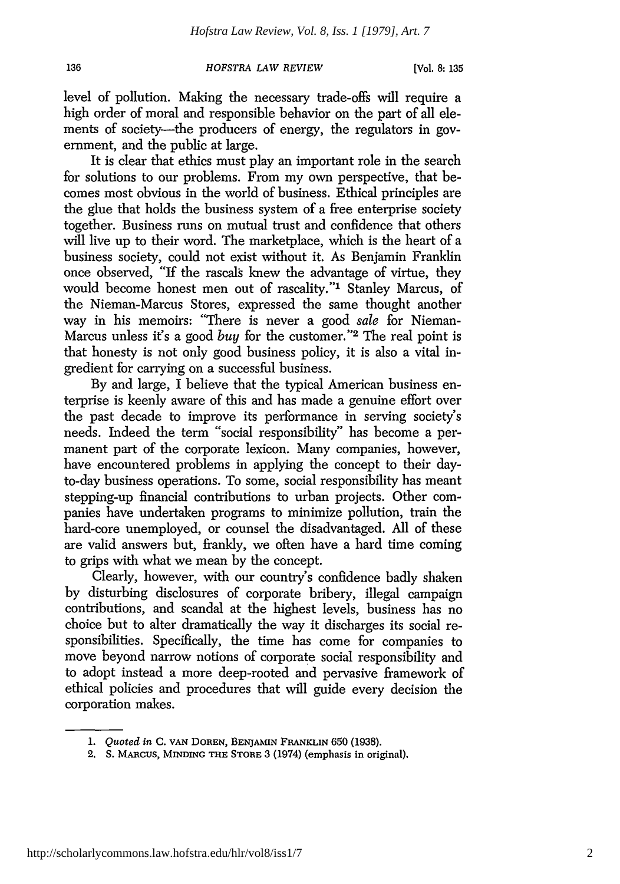level of pollution. Making the necessary trade-offs will require a high order of moral and responsible behavior on the part of all elements of society—the producers of energy, the regulators in government, and the public at large.

It is clear that ethics must play an important role in the search for solutions to our problems. From my own perspective, that becomes most obvious in the world of business. Ethical principles are the glue that holds the business system of a free enterprise society together. Business runs on mutual trust and confidence that others will live up to their word. The marketplace, which is the heart of a business society, could not exist without it. As Benjamin Franklin once observed, "If the rascals knew the advantage of virtue, they would become honest men out of rascality."[1] Stanley Marcus, of the Nieman-Marcus Stores, expressed the same thought another way in his memoirs: "There is never a good *sale* for Nieman-Marcus unless it's a good *buy* for the customer."[2] The real point is that honesty is not only good business policy, it is also a vital ingredient for carrying on a successful business.

By and large, I believe that the typical American business enterprise is keenly aware of this and has made a genuine effort over the past decade to improve its performance in serving society's needs. Indeed the term "social responsibility" has become a permanent part of the corporate lexicon. Many companies, however, have encountered problems in applying the concept to their day-to-day business operations. To some, social responsibility has meant stepping-up financial contributions to urban projects. Other companies have undertaken programs to minimize pollution, train the hard-core unemployed, or counsel the disadvantaged. All of these are valid answers but, frankly, we often have a hard time coming to grips with what we mean by the concept.

Clearly, however, with our country's confidence badly shaken by disturbing disclosures of corporate bribery, illegal campaign contributions, and scandal at the highest levels, business has no choice but to alter dramatically the way it discharges its social responsibilities. Specifically, the time has come for companies to move beyond narrow notions of corporate social responsibility and to adopt instead a more deep-rooted and pervasive framework of ethical policies and procedures that will guide every decision the corporation makes.

---

1. *Quoted in* C. VAN DOREN, BENJAMIN FRANKLIN 650 (1938).
2. S. MARCUS, MINDING THE STORE 3 (1974) (emphasis in original).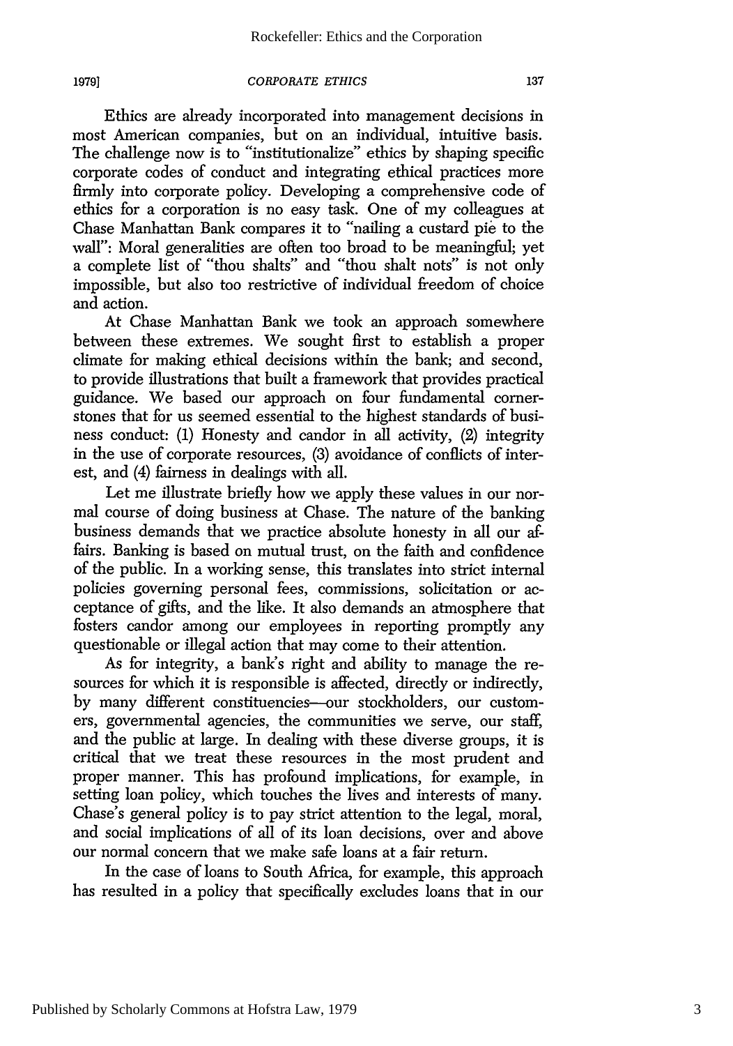Ethics are already incorporated into management decisions in most American companies, but on an individual, intuitive basis. The challenge now is to "institutionalize" ethics by shaping specific corporate codes of conduct and integrating ethical practices more firmly into corporate policy. Developing a comprehensive code of ethics for a corporation is no easy task. One of my colleagues at Chase Manhattan Bank compares it to "nailing a custard pie to the wall": Moral generalities are often too broad to be meaningful; yet a complete list of "thou shalts" and "thou shalt nots" is not only impossible, but also too restrictive of individual freedom of choice and action.

At Chase Manhattan Bank we took an approach somewhere between these extremes. We sought first to establish a proper climate for making ethical decisions within the bank; and second, to provide illustrations that built a framework that provides practical guidance. We based our approach on four fundamental cornerstones that for us seemed essential to the highest standards of business conduct: (1) Honesty and candor in all activity, (2) integrity in the use of corporate resources, (3) avoidance of conflicts of interest, and (4) fairness in dealings with all.

Let me illustrate briefly how we apply these values in our normal course of doing business at Chase. The nature of the banking business demands that we practice absolute honesty in all our affairs. Banking is based on mutual trust, on the faith and confidence of the public. In a working sense, this translates into strict internal policies governing personal fees, commissions, solicitation or acceptance of gifts, and the like. It also demands an atmosphere that fosters candor among our employees in reporting promptly any questionable or illegal action that may come to their attention.

As for integrity, a bank's right and ability to manage the resources for which it is responsible is affected, directly or indirectly, by many different constituencies—our stockholders, our customers, governmental agencies, the communities we serve, our staff, and the public at large. In dealing with these diverse groups, it is critical that we treat these resources in the most prudent and proper manner. This has profound implications, for example, in setting loan policy, which touches the lives and interests of many. Chase's general policy is to pay strict attention to the legal, moral, and social implications of all of its loan decisions, over and above our normal concern that we make safe loans at a fair return.

In the case of loans to South Africa, for example, this approach has resulted in a policy that specifically excludes loans that in our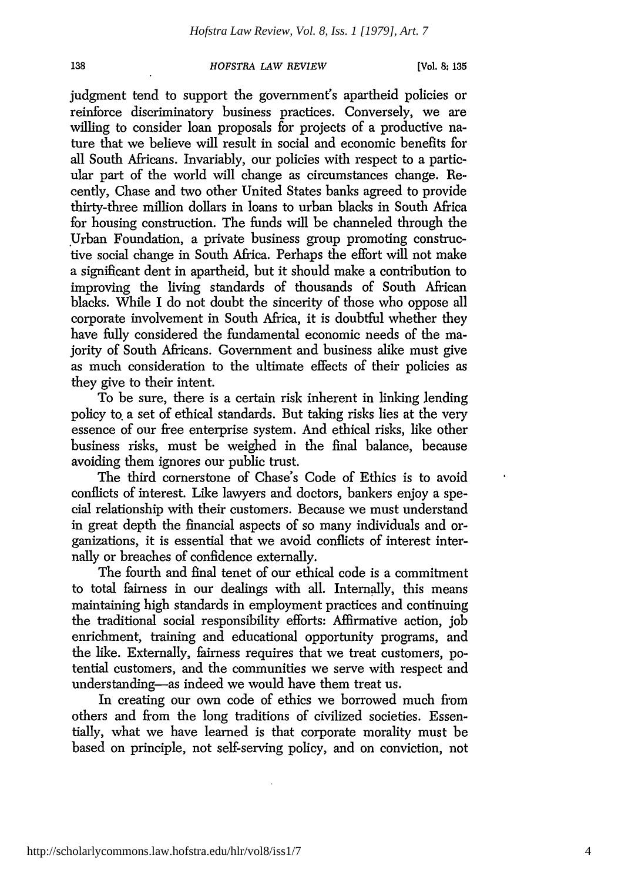judgment tend to support the government's apartheid policies or reinforce discriminatory business practices. Conversely, we are willing to consider loan proposals for projects of a productive nature that we believe will result in social and economic benefits for all South Africans. Invariably, our policies with respect to a particular part of the world will change as circumstances change. Recently, Chase and two other United States banks agreed to provide thirty-three million dollars in loans to urban blacks in South Africa for housing construction. The funds will be channeled through the Urban Foundation, a private business group promoting constructive social change in South Africa. Perhaps the effort will not make a significant dent in apartheid, but it should make a contribution to improving the living standards of thousands of South African blacks. While I do not doubt the sincerity of those who oppose all corporate involvement in South Africa, it is doubtful whether they have fully considered the fundamental economic needs of the majority of South Africans. Government and business alike must give as much consideration to the ultimate effects of their policies as they give to their intent.

To be sure, there is a certain risk inherent in linking lending policy to a set of ethical standards. But taking risks lies at the very essence of our free enterprise system. And ethical risks, like other business risks, must be weighed in the final balance, because avoiding them ignores our public trust.

The third cornerstone of Chase's Code of Ethics is to avoid conflicts of interest. Like lawyers and doctors, bankers enjoy a special relationship with their customers. Because we must understand in great depth the financial aspects of so many individuals and organizations, it is essential that we avoid conflicts of interest internally or breaches of confidence externally.

The fourth and final tenet of our ethical code is a commitment to total fairness in our dealings with all. Internally, this means maintaining high standards in employment practices and continuing the traditional social responsibility efforts: Affirmative action, job enrichment, training and educational opportunity programs, and the like. Externally, fairness requires that we treat customers, potential customers, and the communities we serve with respect and understanding—as indeed we would have them treat us.

In creating our own code of ethics we borrowed much from others and from the long traditions of civilized societies. Essentially, what we have learned is that corporate morality must be based on principle, not self-serving policy, and on conviction, not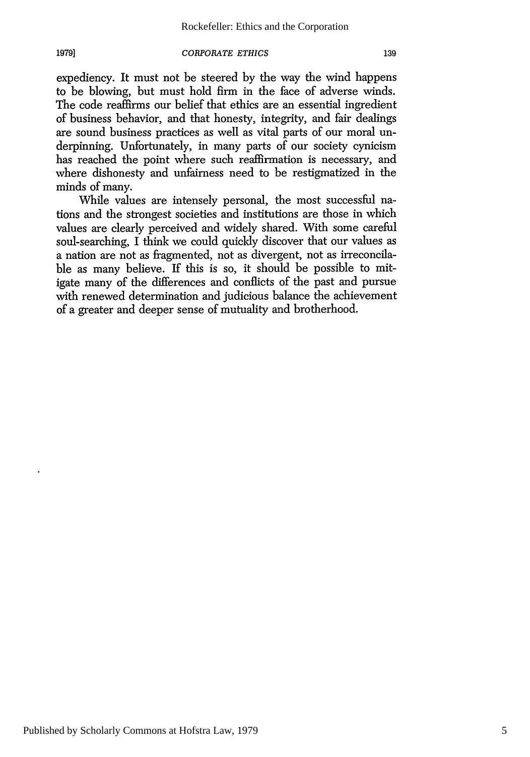expediency. It must not be steered by the way the wind happens to be blowing, but must hold firm in the face of adverse winds. The code reaffirms our belief that ethics are an essential ingredient of business behavior, and that honesty, integrity, and fair dealings are sound business practices as well as vital parts of our moral underpinning. Unfortunately, in many parts of our society cynicism has reached the point where such reaffirmation is necessary, and where dishonesty and unfairness need to be restigmatized in the minds of many.

While values are intensely personal, the most successful nations and the strongest societies and institutions are those in which values are clearly perceived and widely shared. With some careful soul-searching, I think we could quickly discover that our values as a nation are not as fragmented, not as divergent, not as irreconcilable as many believe. If this is so, it should be possible to mitigate many of the differences and conflicts of the past and pursue with renewed determination and judicious balance the achievement of a greater and deeper sense of mutuality and brotherhood.